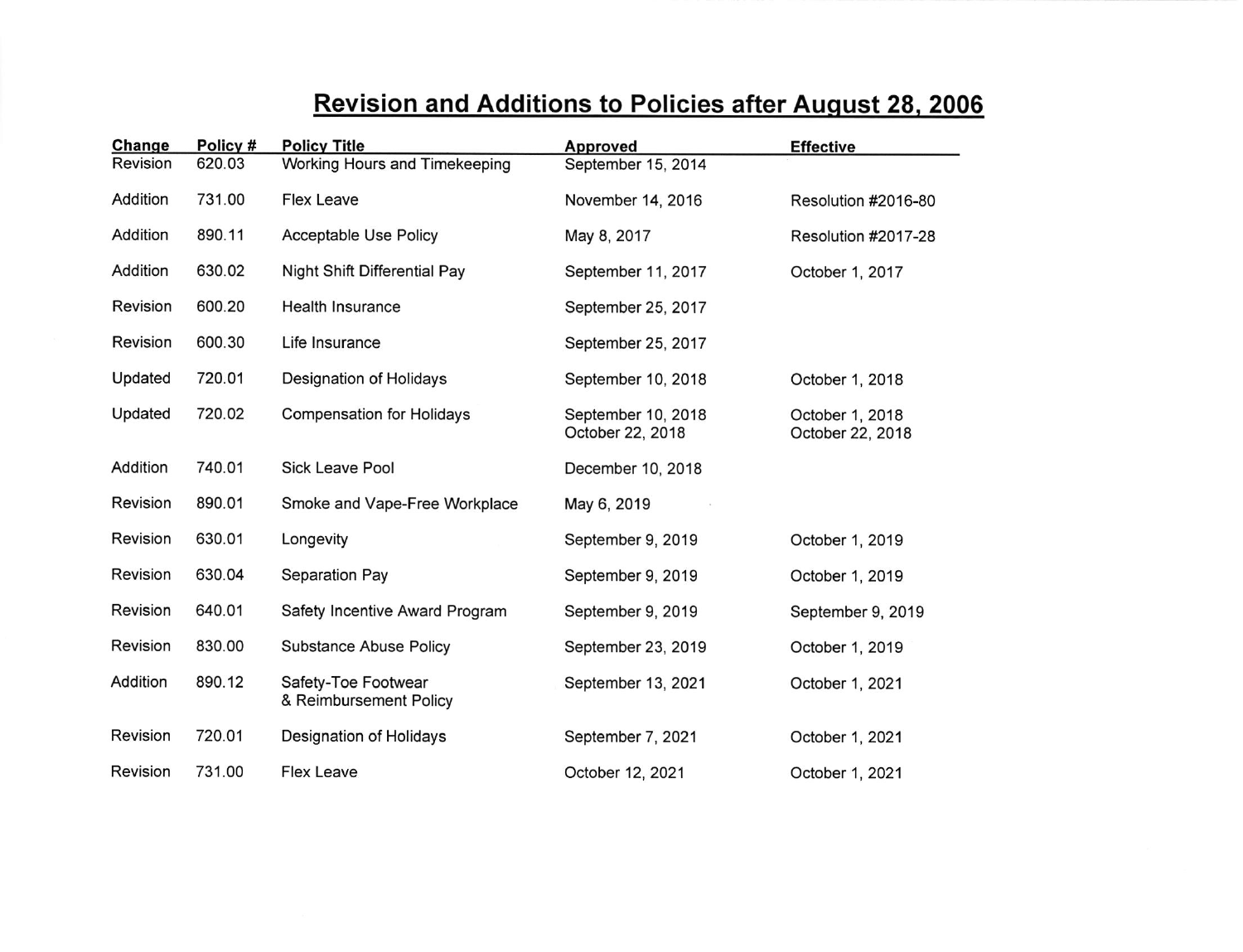# Revision and Additions to Policies after August 28, 2006

| Change | Policy # | Policy Title | Approved | Effective |
|---|---|---|---|---|
| Revision | 620.03 | Working Hours and Timekeeping | September 15, 2014 | |
| Addition | 731.00 | Flex Leave | November 14, 2016 | Resolution #2016-80 |
| Addition | 890.11 | Acceptable Use Policy | May 8, 2017 | Resolution #2017-28 |
| Addition | 630.02 | Night Shift Differential Pay | September 11, 2017 | October 1, 2017 |
| Revision | 600.20 | Health Insurance | September 25, 2017 | |
| Revision | 600.30 | Life Insurance | September 25, 2017 | |
| Updated | 720.01 | Designation of Holidays | September 10, 2018 | October 1, 2018 |
| Updated | 720.02 | Compensation for Holidays | September 10, 2018<br>October 22, 2018 | October 1, 2018<br>October 22, 2018 |
| Addition | 740.01 | Sick Leave Pool | December 10, 2018 | |
| Revision | 890.01 | Smoke and Vape-Free Workplace | May 6, 2019 | |
| Revision | 630.01 | Longevity | September 9, 2019 | October 1, 2019 |
| Revision | 630.04 | Separation Pay | September 9, 2019 | October 1, 2019 |
| Revision | 640.01 | Safety Incentive Award Program | September 9, 2019 | September 9, 2019 |
| Revision | 830.00 | Substance Abuse Policy | September 23, 2019 | October 1, 2019 |
| Addition | 890.12 | Safety-Toe Footwear & Reimbursement Policy | September 13, 2021 | October 1, 2021 |
| Revision | 720.01 | Designation of Holidays | September 7, 2021 | October 1, 2021 |
| Revision | 731.00 | Flex Leave | October 12, 2021 | October 1, 2021 |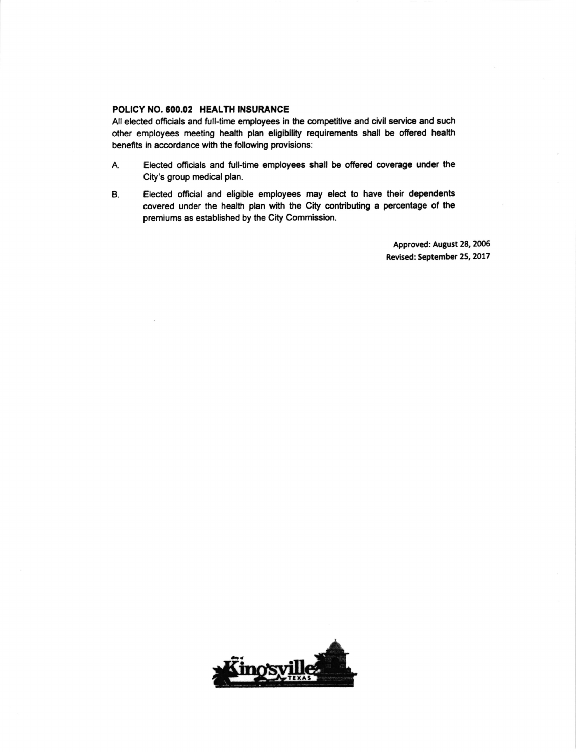**POLICY NO. 600.02 HEALTH INSURANCE**

All elected officials and full-time employees in the competitive and civil service and such other employees meeting health plan eligibility requirements shall be offered health benefits in accordance with the following provisions:

A. Elected officials and full-time employees shall be offered coverage under the City's group medical plan.

B. Elected official and eligible employees may elect to have their dependents covered under the health plan with the City contributing a percentage of the premiums as established by the City Commission.

Approved: August 28, 2006
Revised: September 25, 2017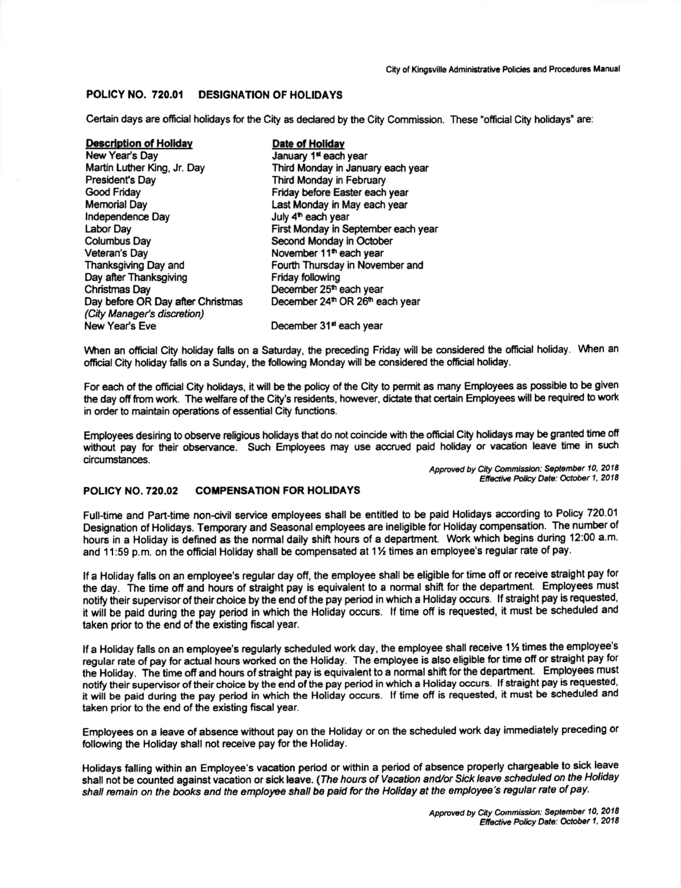## POLICY NO. 720.01 DESIGNATION OF HOLIDAYS

Certain days are official holidays for the City as declared by the City Commission. These "official City holidays" are:

| **Description of Holiday** | **Date of Holiday** |
|---|---|
| New Year's Day | January 1st each year |
| Martin Luther King, Jr. Day | Third Monday in January each year |
| President's Day | Third Monday in February |
| Good Friday | Friday before Easter each year |
| Memorial Day | Last Monday in May each year |
| Independence Day | July 4th each year |
| Labor Day | First Monday in September each year |
| Columbus Day | Second Monday in October |
| Veteran's Day | November 11th each year |
| Thanksgiving Day and Day after Thanksgiving | Fourth Thursday in November and Friday following |
| Christmas Day | December 25th each year |
| Day before OR Day after Christmas *(City Manager's discretion)* | December 24th OR 26th each year |
| New Year's Eve | December 31st each year |

When an official City holiday falls on a Saturday, the preceding Friday will be considered the official holiday. When an official City holiday falls on a Sunday, the following Monday will be considered the official holiday.

For each of the official City holidays, it will be the policy of the City to permit as many Employees as possible to be given the day off from work. The welfare of the City's residents, however, dictate that certain Employees will be required to work in order to maintain operations of essential City functions.

Employees desiring to observe religious holidays that do not coincide with the official City holidays may be granted time off without pay for their observance. Such Employees may use accrued paid holiday or vacation leave time in such circumstances.

*Approved by City Commission: September 10, 2018*
*Effective Policy Date: October 1, 2018*

## POLICY NO. 720.02 COMPENSATION FOR HOLIDAYS

Full-time and Part-time non-civil service employees shall be entitled to be paid Holidays according to Policy 720.01 Designation of Holidays. Temporary and Seasonal employees are ineligible for Holiday compensation. The number of hours in a Holiday is defined as the normal daily shift hours of a department. Work which begins during 12:00 a.m. and 11:59 p.m. on the official Holiday shall be compensated at 1½ times an employee's regular rate of pay.

If a Holiday falls on an employee's regular day off, the employee shall be eligible for time off or receive straight pay for the day. The time off and hours of straight pay is equivalent to a normal shift for the department. Employees must notify their supervisor of their choice by the end of the pay period in which a Holiday occurs. If straight pay is requested, it will be paid during the pay period in which the Holiday occurs. If time off is requested, it must be scheduled and taken prior to the end of the existing fiscal year.

If a Holiday falls on an employee's regularly scheduled work day, the employee shall receive 1½ times the employee's regular rate of pay for actual hours worked on the Holiday. The employee is also eligible for time off or straight pay for the Holiday. The time off and hours of straight pay is equivalent to a normal shift for the department. Employees must notify their supervisor of their choice by the end of the pay period in which a Holiday occurs. If straight pay is requested, it will be paid during the pay period in which the Holiday occurs. If time off is requested, it must be scheduled and taken prior to the end of the existing fiscal year.

Employees on a leave of absence without pay on the Holiday or on the scheduled work day immediately preceding or following the Holiday shall not receive pay for the Holiday.

Holidays falling within an Employee's vacation period or within a period of absence properly chargeable to sick leave shall not be counted against vacation or sick leave. (*The hours of Vacation and/or Sick leave scheduled on the Holiday shall remain on the books and the employee shall be paid for the Holiday at the employee's regular rate of pay.*

*Approved by City Commission: September 10, 2018*
*Effective Policy Date: October 1, 2018*